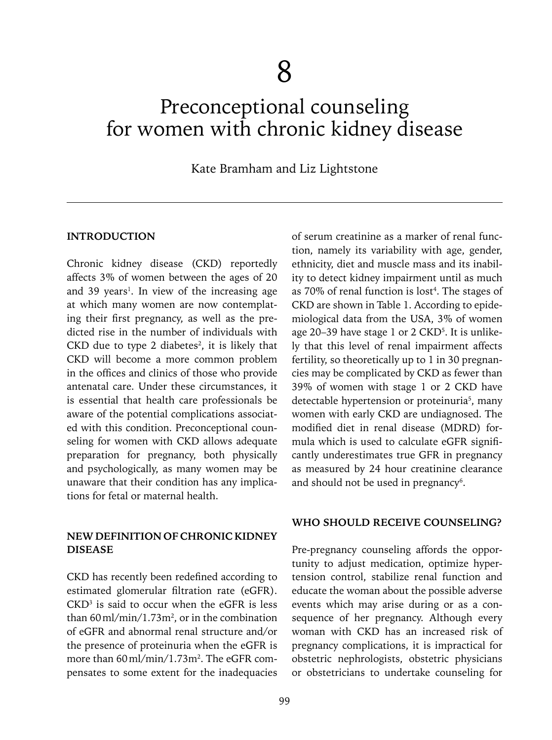# 8

# Preconceptional counseling for women with chronic kidney disease

Kate Bramham and Liz Lightstone

## INTRODUCTION

Chronic kidney disease (CKD) reportedly affects 3% of women between the ages of 20 and 39 years[1]. In view of the increasing age at which many women are now contemplating their first pregnancy, as well as the predicted rise in the number of individuals with CKD due to type 2 diabetes[2], it is likely that CKD will become a more common problem in the offices and clinics of those who provide antenatal care. Under these circumstances, it is essential that health care professionals be aware of the potential complications associated with this condition. Preconceptional counseling for women with CKD allows adequate preparation for pregnancy, both physically and psychologically, as many women may be unaware that their condition has any implications for fetal or maternal health.

## NEW DEFINITION OF CHRONIC KIDNEY DISEASE

CKD has recently been redefined according to estimated glomerular filtration rate (eGFR). CKD[3] is said to occur when the eGFR is less than 60 ml/min/1.73m$^2$, or in the combination of eGFR and abnormal renal structure and/or the presence of proteinuria when the eGFR is more than 60 ml/min/1.73m$^2$. The eGFR compensates to some extent for the inadequacies of serum creatinine as a marker of renal function, namely its variability with age, gender, ethnicity, diet and muscle mass and its inability to detect kidney impairment until as much as 70% of renal function is lost[4]. The stages of CKD are shown in Table 1. According to epidemiological data from the USA, 3% of women age 20–39 have stage 1 or 2 CKD[5]. It is unlikely that this level of renal impairment affects fertility, so theoretically up to 1 in 30 pregnancies may be complicated by CKD as fewer than 39% of women with stage 1 or 2 CKD have detectable hypertension or proteinuria[5], many women with early CKD are undiagnosed. The modified diet in renal disease (MDRD) formula which is used to calculate eGFR significantly underestimates true GFR in pregnancy as measured by 24 hour creatinine clearance and should not be used in pregnancy[6].

## WHO SHOULD RECEIVE COUNSELING?

Pre-pregnancy counseling affords the opportunity to adjust medication, optimize hypertension control, stabilize renal function and educate the woman about the possible adverse events which may arise during or as a consequence of her pregnancy. Although every woman with CKD has an increased risk of pregnancy complications, it is impractical for obstetric nephrologists, obstetric physicians or obstetricians to undertake counseling for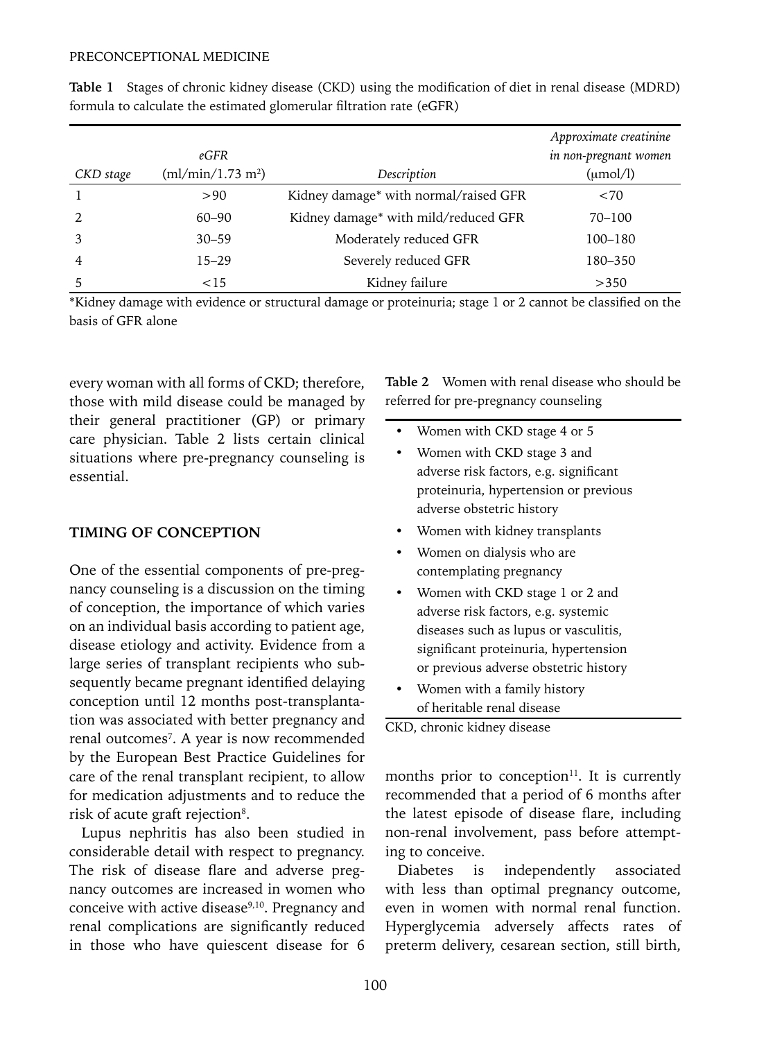**Table 1** Stages of chronic kidney disease (CKD) using the modification of diet in renal disease (MDRD) formula to calculate the estimated glomerular filtration rate (eGFR)

| *CKD stage* | *eGFR* (ml/min/1.73 m²) | *Description* | *Approximate creatinine in non-pregnant women* (μmol/l) |
|---|---|---|---|
| 1 | >90 | Kidney damage* with normal/raised GFR | <70 |
| 2 | 60–90 | Kidney damage* with mild/reduced GFR | 70–100 |
| 3 | 30–59 | Moderately reduced GFR | 100–180 |
| 4 | 15–29 | Severely reduced GFR | 180–350 |
| 5 | <15 | Kidney failure | >350 |

*Kidney damage with evidence or structural damage or proteinuria; stage 1 or 2 cannot be classified on the basis of GFR alone

every woman with all forms of CKD; therefore, those with mild disease could be managed by their general practitioner (GP) or primary care physician. Table 2 lists certain clinical situations where pre-pregnancy counseling is essential.

**Table 2** Women with renal disease who should be referred for pre-pregnancy counseling

- Women with CKD stage 4 or 5
- Women with CKD stage 3 and adverse risk factors, e.g. significant proteinuria, hypertension or previous adverse obstetric history
- Women with kidney transplants
- Women on dialysis who are contemplating pregnancy
- Women with CKD stage 1 or 2 and adverse risk factors, e.g. systemic diseases such as lupus or vasculitis, significant proteinuria, hypertension or previous adverse obstetric history
- Women with a family history of heritable renal disease

CKD, chronic kidney disease

## TIMING OF CONCEPTION

One of the essential components of pre-pregnancy counseling is a discussion on the timing of conception, the importance of which varies on an individual basis according to patient age, disease etiology and activity. Evidence from a large series of transplant recipients who subsequently became pregnant identified delaying conception until 12 months post-transplantation was associated with better pregnancy and renal outcomes[7]. A year is now recommended by the European Best Practice Guidelines for care of the renal transplant recipient, to allow for medication adjustments and to reduce the risk of acute graft rejection[8].

Lupus nephritis has also been studied in considerable detail with respect to pregnancy. The risk of disease flare and adverse pregnancy outcomes are increased in women who conceive with active disease[9,10]. Pregnancy and renal complications are significantly reduced in those who have quiescent disease for 6 months prior to conception[11]. It is currently recommended that a period of 6 months after the latest episode of disease flare, including non-renal involvement, pass before attempting to conceive.

Diabetes is independently associated with less than optimal pregnancy outcome, even in women with normal renal function. Hyperglycemia adversely affects rates of preterm delivery, cesarean section, still birth,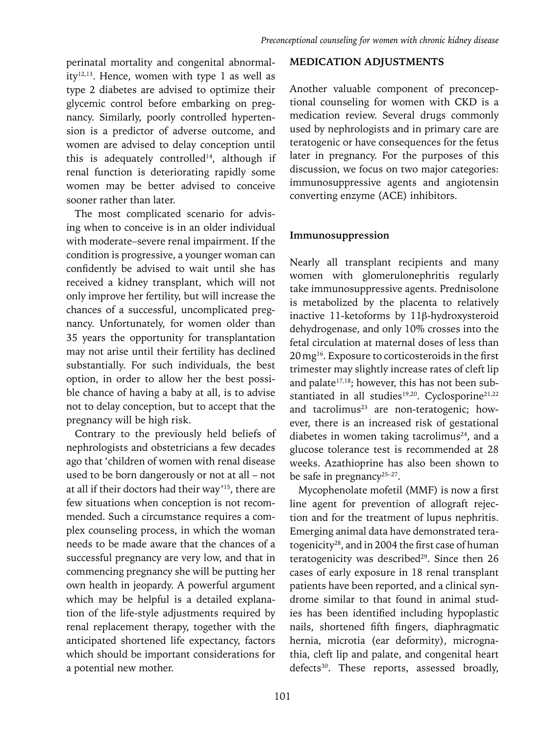perinatal mortality and congenital abnormality[12,13]. Hence, women with type 1 as well as type 2 diabetes are advised to optimize their glycemic control before embarking on pregnancy. Similarly, poorly controlled hypertension is a predictor of adverse outcome, and women are advised to delay conception until this is adequately controlled[14], although if renal function is deteriorating rapidly some women may be better advised to conceive sooner rather than later.

The most complicated scenario for advising when to conceive is in an older individual with moderate–severe renal impairment. If the condition is progressive, a younger woman can confidently be advised to wait until she has received a kidney transplant, which will not only improve her fertility, but will increase the chances of a successful, uncomplicated pregnancy. Unfortunately, for women older than 35 years the opportunity for transplantation may not arise until their fertility has declined substantially. For such individuals, the best option, in order to allow her the best possible chance of having a baby at all, is to advise not to delay conception, but to accept that the pregnancy will be high risk.

Contrary to the previously held beliefs of nephrologists and obstetricians a few decades ago that 'children of women with renal disease used to be born dangerously or not at all – not at all if their doctors had their way'[15], there are few situations when conception is not recommended. Such a circumstance requires a complex counseling process, in which the woman needs to be made aware that the chances of a successful pregnancy are very low, and that in commencing pregnancy she will be putting her own health in jeopardy. A powerful argument which may be helpful is a detailed explanation of the life-style adjustments required by renal replacement therapy, together with the anticipated shortened life expectancy, factors which should be important considerations for a potential new mother.

## MEDICATION ADJUSTMENTS

Another valuable component of preconceptional counseling for women with CKD is a medication review. Several drugs commonly used by nephrologists and in primary care are teratogenic or have consequences for the fetus later in pregnancy. For the purposes of this discussion, we focus on two major categories: immunosuppressive agents and angiotensin converting enzyme (ACE) inhibitors.

### Immunosuppression

Nearly all transplant recipients and many women with glomerulonephritis regularly take immunosuppressive agents. Prednisolone is metabolized by the placenta to relatively inactive 11-ketoforms by 11β-hydroxysteroid dehydrogenase, and only 10% crosses into the fetal circulation at maternal doses of less than 20 mg[16]. Exposure to corticosteroids in the first trimester may slightly increase rates of cleft lip and palate[17,18]; however, this has not been substantiated in all studies[19,20]. Cyclosporine[21,22] and tacrolimus[23] are non-teratogenic; however, there is an increased risk of gestational diabetes in women taking tacrolimus[24], and a glucose tolerance test is recommended at 28 weeks. Azathioprine has also been shown to be safe in pregnancy[25–27].

Mycophenolate mofetil (MMF) is now a first line agent for prevention of allograft rejection and for the treatment of lupus nephritis. Emerging animal data have demonstrated teratogenicity[28], and in 2004 the first case of human teratogenicity was described[29]. Since then 26 cases of early exposure in 18 renal transplant patients have been reported, and a clinical syndrome similar to that found in animal studies has been identified including hypoplastic nails, shortened fifth fingers, diaphragmatic hernia, microtia (ear deformity), micrognathia, cleft lip and palate, and congenital heart defects[30]. These reports, assessed broadly,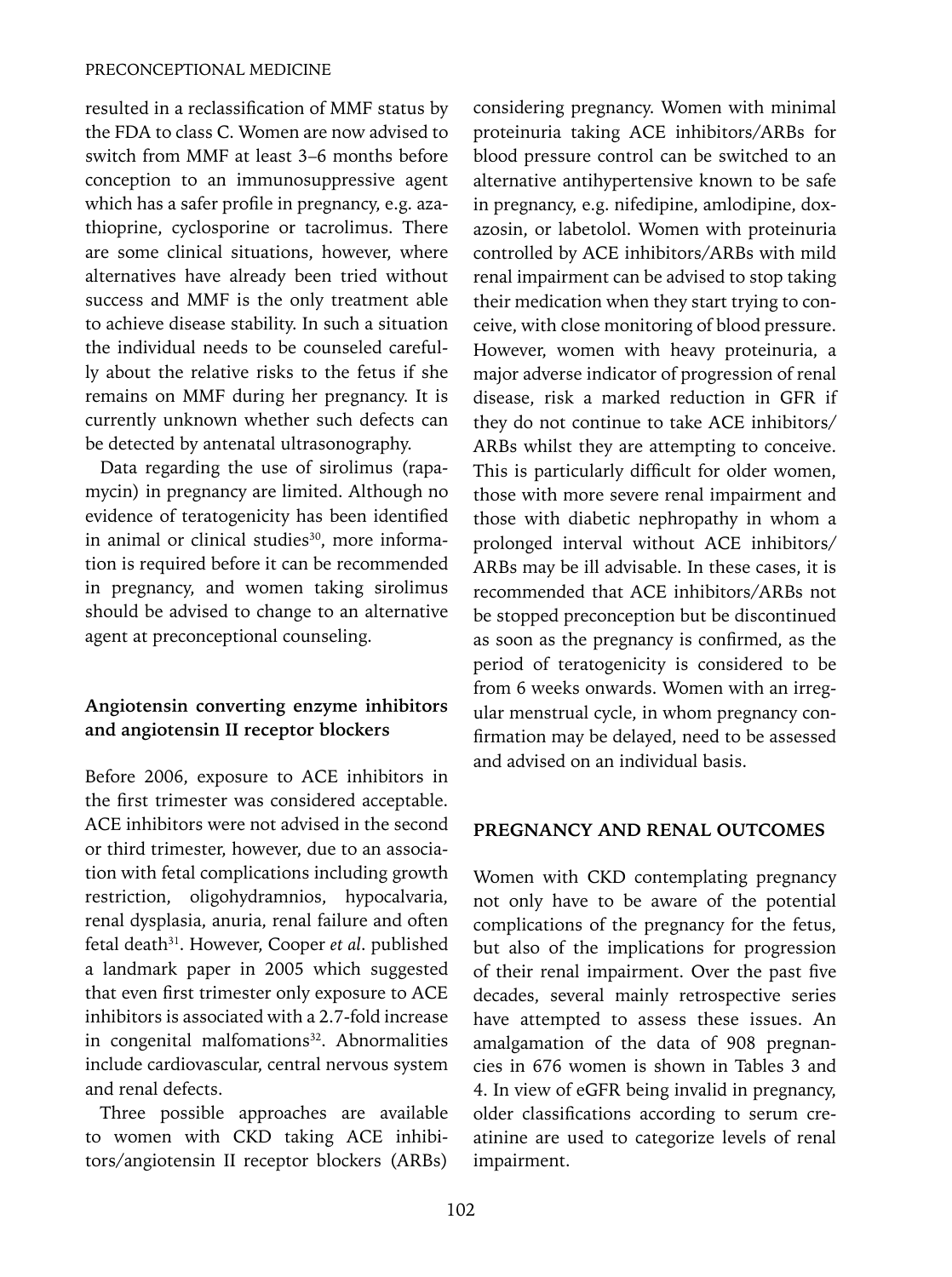resulted in a reclassification of MMF status by the FDA to class C. Women are now advised to switch from MMF at least 3–6 months before conception to an immunosuppressive agent which has a safer profile in pregnancy, e.g. azathioprine, cyclosporine or tacrolimus. There are some clinical situations, however, where alternatives have already been tried without success and MMF is the only treatment able to achieve disease stability. In such a situation the individual needs to be counseled carefully about the relative risks to the fetus if she remains on MMF during her pregnancy. It is currently unknown whether such defects can be detected by antenatal ultrasonography.

Data regarding the use of sirolimus (rapamycin) in pregnancy are limited. Although no evidence of teratogenicity has been identified in animal or clinical studies[30], more information is required before it can be recommended in pregnancy, and women taking sirolimus should be advised to change to an alternative agent at preconceptional counseling.

### Angiotensin converting enzyme inhibitors and angiotensin II receptor blockers

Before 2006, exposure to ACE inhibitors in the first trimester was considered acceptable. ACE inhibitors were not advised in the second or third trimester, however, due to an association with fetal complications including growth restriction, oligohydramnios, hypocalvaria, renal dysplasia, anuria, renal failure and often fetal death[31]. However, Cooper *et al*. published a landmark paper in 2005 which suggested that even first trimester only exposure to ACE inhibitors is associated with a 2.7-fold increase in congenital malfomations[32]. Abnormalities include cardiovascular, central nervous system and renal defects.

Three possible approaches are available to women with CKD taking ACE inhibitors/angiotensin II receptor blockers (ARBs) considering pregnancy. Women with minimal proteinuria taking ACE inhibitors/ARBs for blood pressure control can be switched to an alternative antihypertensive known to be safe in pregnancy, e.g. nifedipine, amlodipine, doxazosin, or labetolol. Women with proteinuria controlled by ACE inhibitors/ARBs with mild renal impairment can be advised to stop taking their medication when they start trying to conceive, with close monitoring of blood pressure. However, women with heavy proteinuria, a major adverse indicator of progression of renal disease, risk a marked reduction in GFR if they do not continue to take ACE inhibitors/ARBs whilst they are attempting to conceive. This is particularly difficult for older women, those with more severe renal impairment and those with diabetic nephropathy in whom a prolonged interval without ACE inhibitors/ARBs may be ill advisable. In these cases, it is recommended that ACE inhibitors/ARBs not be stopped preconception but be discontinued as soon as the pregnancy is confirmed, as the period of teratogenicity is considered to be from 6 weeks onwards. Women with an irregular menstrual cycle, in whom pregnancy confirmation may be delayed, need to be assessed and advised on an individual basis.

## PREGNANCY AND RENAL OUTCOMES

Women with CKD contemplating pregnancy not only have to be aware of the potential complications of the pregnancy for the fetus, but also of the implications for progression of their renal impairment. Over the past five decades, several mainly retrospective series have attempted to assess these issues. An amalgamation of the data of 908 pregnancies in 676 women is shown in Tables 3 and 4. In view of eGFR being invalid in pregnancy, older classifications according to serum creatinine are used to categorize levels of renal impairment.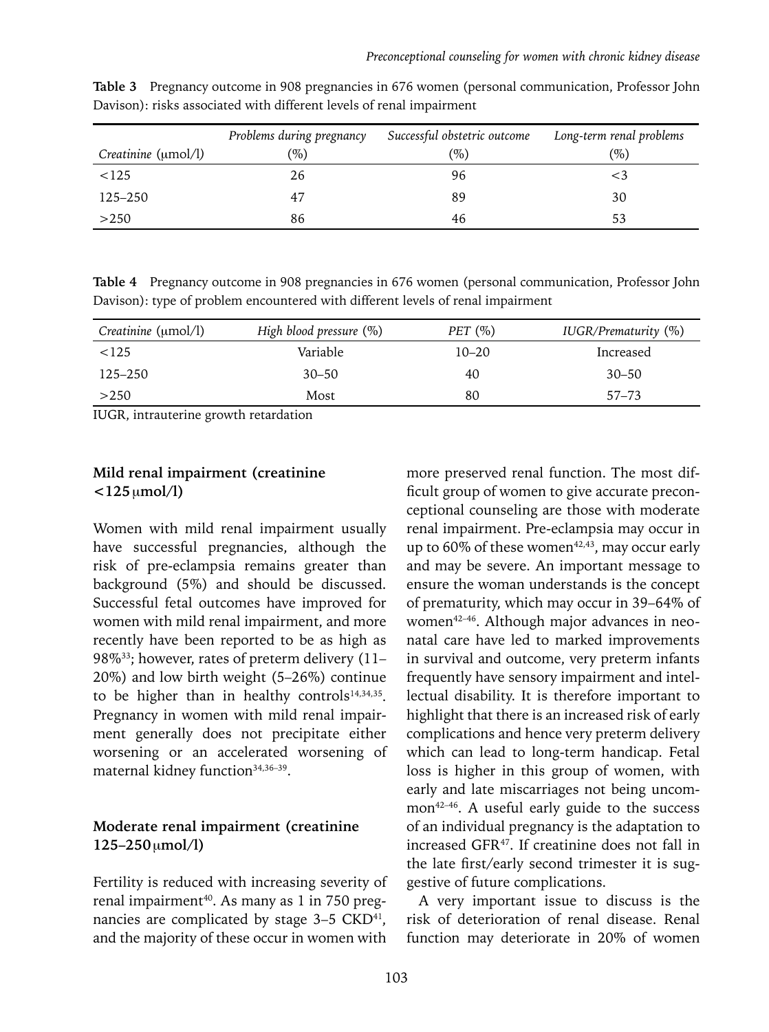**Table 3** Pregnancy outcome in 908 pregnancies in 676 women (personal communication, Professor John Davison): risks associated with different levels of renal impairment

| *Creatinine* (μmol/l) | *Problems during pregnancy* (%) | *Successful obstetric outcome* (%) | *Long-term renal problems* (%) |
|---|---|---|---|
| <125 | 26 | 96 | <3 |
| 125–250 | 47 | 89 | 30 |
| >250 | 86 | 46 | 53 |

**Table 4** Pregnancy outcome in 908 pregnancies in 676 women (personal communication, Professor John Davison): type of problem encountered with different levels of renal impairment

| *Creatinine* (μmol/l) | *High blood pressure* (%) | *PET* (%) | *IUGR/Prematurity* (%) |
|---|---|---|---|
| <125 | Variable | 10–20 | Increased |
| 125–250 | 30–50 | 40 | 30–50 |
| >250 | Most | 80 | 57–73 |

IUGR, intrauterine growth retardation

### Mild renal impairment (creatinine <125 μmol/l)

Women with mild renal impairment usually have successful pregnancies, although the risk of pre-eclampsia remains greater than background (5%) and should be discussed. Successful fetal outcomes have improved for women with mild renal impairment, and more recently have been reported to be as high as 98%[33]; however, rates of preterm delivery (11–20%) and low birth weight (5–26%) continue to be higher than in healthy controls[14,34,35]. Pregnancy in women with mild renal impairment generally does not precipitate either worsening or an accelerated worsening of maternal kidney function[34,36–39].

### Moderate renal impairment (creatinine 125–250 μmol/l)

Fertility is reduced with increasing severity of renal impairment[40]. As many as 1 in 750 pregnancies are complicated by stage 3–5 CKD[41], and the majority of these occur in women with more preserved renal function. The most difficult group of women to give accurate preconceptional counseling are those with moderate renal impairment. Pre-eclampsia may occur in up to 60% of these women[42,43], may occur early and may be severe. An important message to ensure the woman understands is the concept of prematurity, which may occur in 39–64% of women[42–46]. Although major advances in neonatal care have led to marked improvements in survival and outcome, very preterm infants frequently have sensory impairment and intellectual disability. It is therefore important to highlight that there is an increased risk of early complications and hence very preterm delivery which can lead to long-term handicap. Fetal loss is higher in this group of women, with early and late miscarriages not being uncommon[42–46]. A useful early guide to the success of an individual pregnancy is the adaptation to increased GFR[47]. If creatinine does not fall in the late first/early second trimester it is suggestive of future complications.

A very important issue to discuss is the risk of deterioration of renal disease. Renal function may deteriorate in 20% of women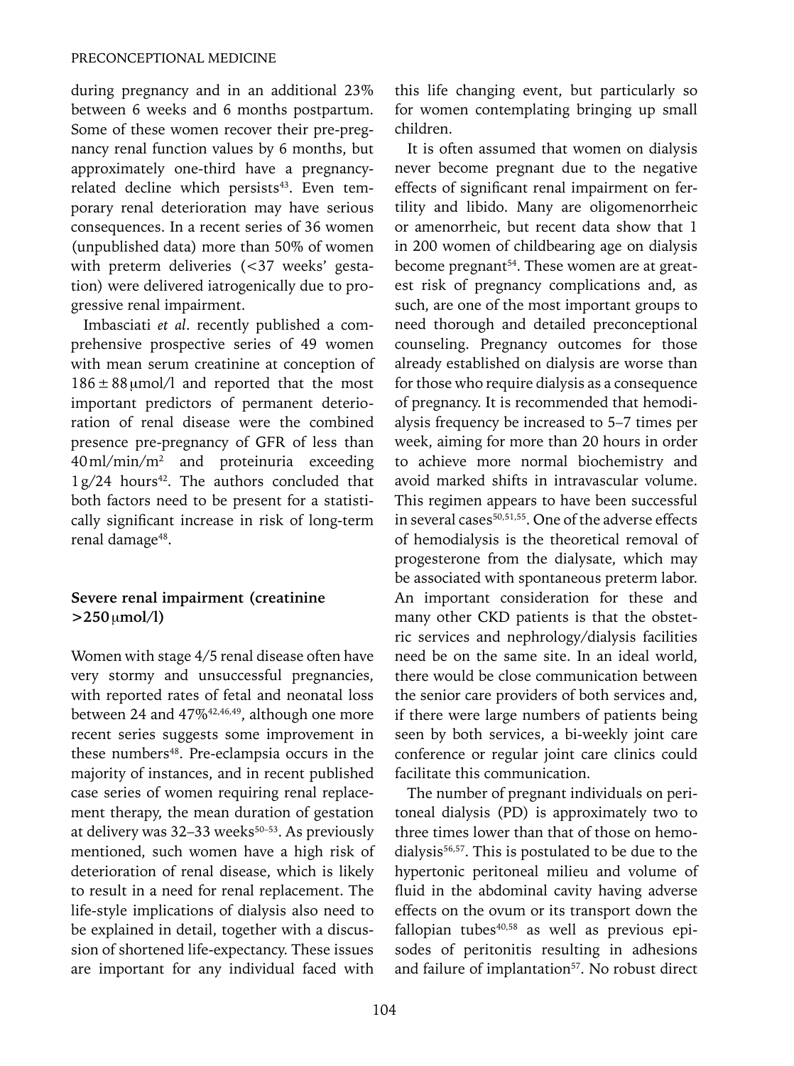during pregnancy and in an additional 23% between 6 weeks and 6 months postpartum. Some of these women recover their pre-pregnancy renal function values by 6 months, but approximately one-third have a pregnancy-related decline which persists[43]. Even temporary renal deterioration may have serious consequences. In a recent series of 36 women (unpublished data) more than 50% of women with preterm deliveries (<37 weeks' gestation) were delivered iatrogenically due to progressive renal impairment.

Imbasciati *et al*. recently published a comprehensive prospective series of 49 women with mean serum creatinine at conception of $186 \pm 88\,\mu$mol/l and reported that the most important predictors of permanent deterioration of renal disease were the combined presence pre-pregnancy of GFR of less than $40\,ml/min/m^2$ and proteinuria exceeding 1 g/24 hours[42]. The authors concluded that both factors need to be present for a statistically significant increase in risk of long-term renal damage[48].

### Severe renal impairment (creatinine >250 μmol/l)

Women with stage 4/5 renal disease often have very stormy and unsuccessful pregnancies, with reported rates of fetal and neonatal loss between 24 and 47%[42,46,49], although one more recent series suggests some improvement in these numbers[48]. Pre-eclampsia occurs in the majority of instances, and in recent published case series of women requiring renal replacement therapy, the mean duration of gestation at delivery was 32–33 weeks[50–53]. As previously mentioned, such women have a high risk of deterioration of renal disease, which is likely to result in a need for renal replacement. The life-style implications of dialysis also need to be explained in detail, together with a discussion of shortened life-expectancy. These issues are important for any individual faced with this life changing event, but particularly so for women contemplating bringing up small children.

It is often assumed that women on dialysis never become pregnant due to the negative effects of significant renal impairment on fertility and libido. Many are oligomenorrheic or amenorrheic, but recent data show that 1 in 200 women of childbearing age on dialysis become pregnant[54]. These women are at greatest risk of pregnancy complications and, as such, are one of the most important groups to need thorough and detailed preconceptional counseling. Pregnancy outcomes for those already established on dialysis are worse than for those who require dialysis as a consequence of pregnancy. It is recommended that hemodialysis frequency be increased to 5–7 times per week, aiming for more than 20 hours in order to achieve more normal biochemistry and avoid marked shifts in intravascular volume. This regimen appears to have been successful in several cases[50,51,55]. One of the adverse effects of hemodialysis is the theoretical removal of progesterone from the dialysate, which may be associated with spontaneous preterm labor. An important consideration for these and many other CKD patients is that the obstetric services and nephrology/dialysis facilities need be on the same site. In an ideal world, there would be close communication between the senior care providers of both services and, if there were large numbers of patients being seen by both services, a bi-weekly joint care conference or regular joint care clinics could facilitate this communication.

The number of pregnant individuals on peritoneal dialysis (PD) is approximately two to three times lower than that of those on hemodialysis[56,57]. This is postulated to be due to the hypertonic peritoneal milieu and volume of fluid in the abdominal cavity having adverse effects on the ovum or its transport down the fallopian tubes[40,58] as well as previous episodes of peritonitis resulting in adhesions and failure of implantation[57]. No robust direct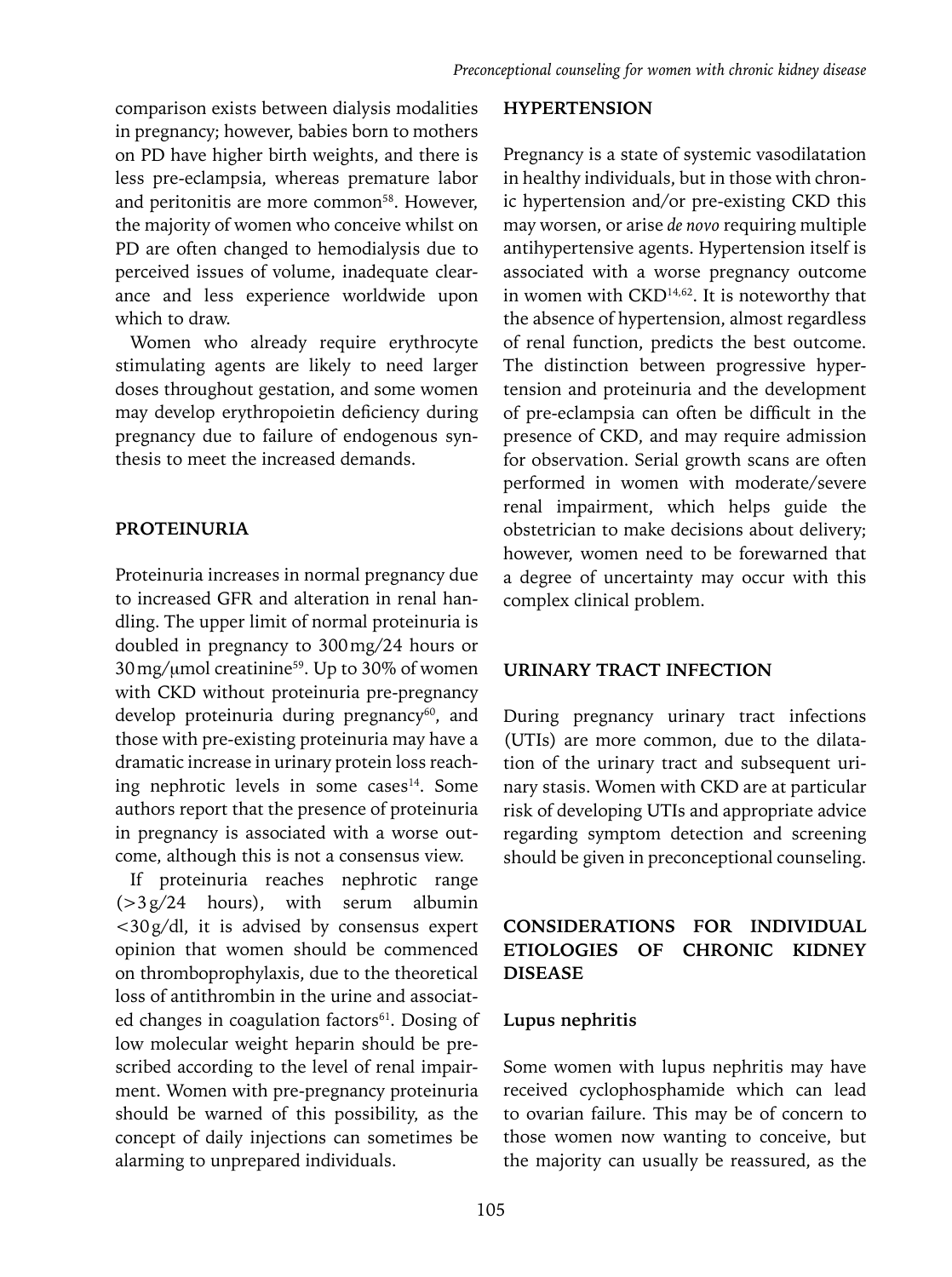comparison exists between dialysis modalities in pregnancy; however, babies born to mothers on PD have higher birth weights, and there is less pre-eclampsia, whereas premature labor and peritonitis are more common[58]. However, the majority of women who conceive whilst on PD are often changed to hemodialysis due to perceived issues of volume, inadequate clearance and less experience worldwide upon which to draw.

Women who already require erythrocyte stimulating agents are likely to need larger doses throughout gestation, and some women may develop erythropoietin deficiency during pregnancy due to failure of endogenous synthesis to meet the increased demands.

## PROTEINURIA

Proteinuria increases in normal pregnancy due to increased GFR and alteration in renal handling. The upper limit of normal proteinuria is doubled in pregnancy to 300 mg/24 hours or 30 mg/μmol creatinine[59]. Up to 30% of women with CKD without proteinuria pre-pregnancy develop proteinuria during pregnancy[60], and those with pre-existing proteinuria may have a dramatic increase in urinary protein loss reaching nephrotic levels in some cases[14]. Some authors report that the presence of proteinuria in pregnancy is associated with a worse outcome, although this is not a consensus view.

If proteinuria reaches nephrotic range (>3 g/24 hours), with serum albumin <30 g/dl, it is advised by consensus expert opinion that women should be commenced on thromboprophylaxis, due to the theoretical loss of antithrombin in the urine and associated changes in coagulation factors[61]. Dosing of low molecular weight heparin should be prescribed according to the level of renal impairment. Women with pre-pregnancy proteinuria should be warned of this possibility, as the concept of daily injections can sometimes be alarming to unprepared individuals.

## HYPERTENSION

Pregnancy is a state of systemic vasodilatation in healthy individuals, but in those with chronic hypertension and/or pre-existing CKD this may worsen, or arise *de novo* requiring multiple antihypertensive agents. Hypertension itself is associated with a worse pregnancy outcome in women with CKD[14,62]. It is noteworthy that the absence of hypertension, almost regardless of renal function, predicts the best outcome. The distinction between progressive hypertension and proteinuria and the development of pre-eclampsia can often be difficult in the presence of CKD, and may require admission for observation. Serial growth scans are often performed in women with moderate/severe renal impairment, which helps guide the obstetrician to make decisions about delivery; however, women need to be forewarned that a degree of uncertainty may occur with this complex clinical problem.

## URINARY TRACT INFECTION

During pregnancy urinary tract infections (UTIs) are more common, due to the dilatation of the urinary tract and subsequent urinary stasis. Women with CKD are at particular risk of developing UTIs and appropriate advice regarding symptom detection and screening should be given in preconceptional counseling.

## CONSIDERATIONS FOR INDIVIDUAL ETIOLOGIES OF CHRONIC KIDNEY DISEASE

### Lupus nephritis

Some women with lupus nephritis may have received cyclophosphamide which can lead to ovarian failure. This may be of concern to those women now wanting to conceive, but the majority can usually be reassured, as the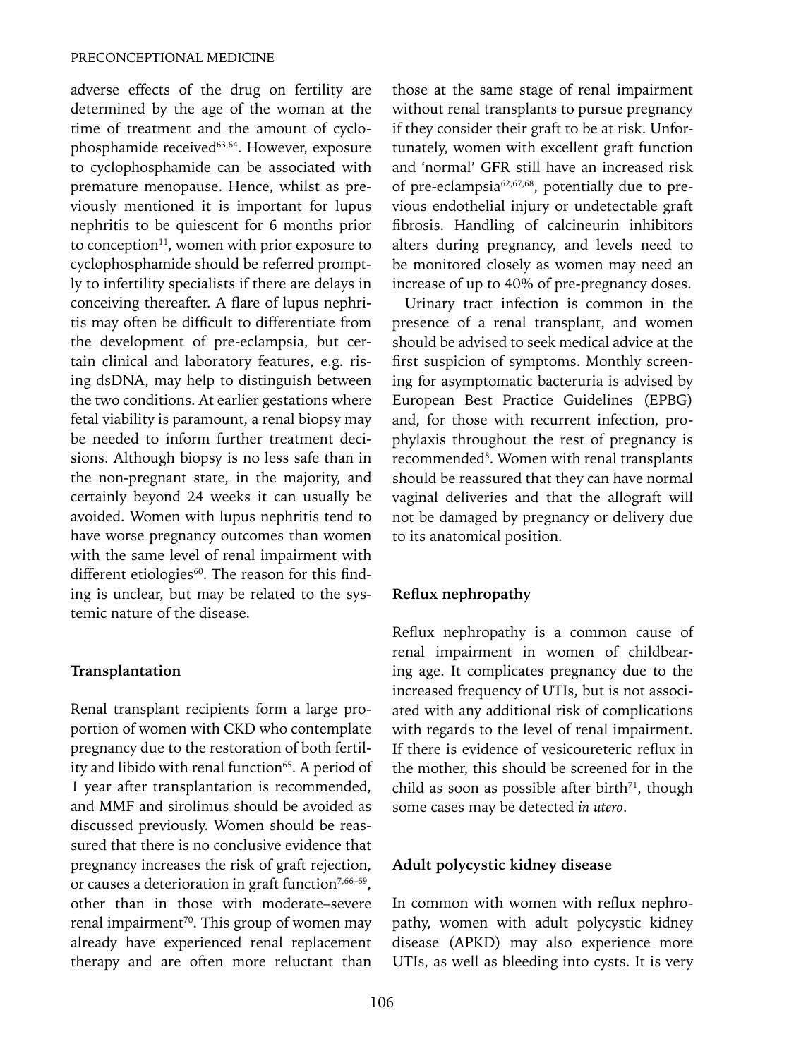adverse effects of the drug on fertility are determined by the age of the woman at the time of treatment and the amount of cyclophosphamide received[63,64]. However, exposure to cyclophosphamide can be associated with premature menopause. Hence, whilst as previously mentioned it is important for lupus nephritis to be quiescent for 6 months prior to conception[11], women with prior exposure to cyclophosphamide should be referred promptly to infertility specialists if there are delays in conceiving thereafter. A flare of lupus nephritis may often be difficult to differentiate from the development of pre-eclampsia, but certain clinical and laboratory features, e.g. rising dsDNA, may help to distinguish between the two conditions. At earlier gestations where fetal viability is paramount, a renal biopsy may be needed to inform further treatment decisions. Although biopsy is no less safe than in the non-pregnant state, in the majority, and certainly beyond 24 weeks it can usually be avoided. Women with lupus nephritis tend to have worse pregnancy outcomes than women with the same level of renal impairment with different etiologies[60]. The reason for this finding is unclear, but may be related to the systemic nature of the disease.

### Transplantation

Renal transplant recipients form a large proportion of women with CKD who contemplate pregnancy due to the restoration of both fertility and libido with renal function[65]. A period of 1 year after transplantation is recommended, and MMF and sirolimus should be avoided as discussed previously. Women should be reassured that there is no conclusive evidence that pregnancy increases the risk of graft rejection, or causes a deterioration in graft function[7,66–69], other than in those with moderate–severe renal impairment[70]. This group of women may already have experienced renal replacement therapy and are often more reluctant than those at the same stage of renal impairment without renal transplants to pursue pregnancy if they consider their graft to be at risk. Unfortunately, women with excellent graft function and 'normal' GFR still have an increased risk of pre-eclampsia[62,67,68], potentially due to previous endothelial injury or undetectable graft fibrosis. Handling of calcineurin inhibitors alters during pregnancy, and levels need to be monitored closely as women may need an increase of up to 40% of pre-pregnancy doses.

Urinary tract infection is common in the presence of a renal transplant, and women should be advised to seek medical advice at the first suspicion of symptoms. Monthly screening for asymptomatic bacteruria is advised by European Best Practice Guidelines (EPBG) and, for those with recurrent infection, prophylaxis throughout the rest of pregnancy is recommended[8]. Women with renal transplants should be reassured that they can have normal vaginal deliveries and that the allograft will not be damaged by pregnancy or delivery due to its anatomical position.

### Reflux nephropathy

Reflux nephropathy is a common cause of renal impairment in women of childbearing age. It complicates pregnancy due to the increased frequency of UTIs, but is not associated with any additional risk of complications with regards to the level of renal impairment. If there is evidence of vesicoureteric reflux in the mother, this should be screened for in the child as soon as possible after birth[71], though some cases may be detected *in utero*.

### Adult polycystic kidney disease

In common with women with reflux nephropathy, women with adult polycystic kidney disease (APKD) may also experience more UTIs, as well as bleeding into cysts. It is very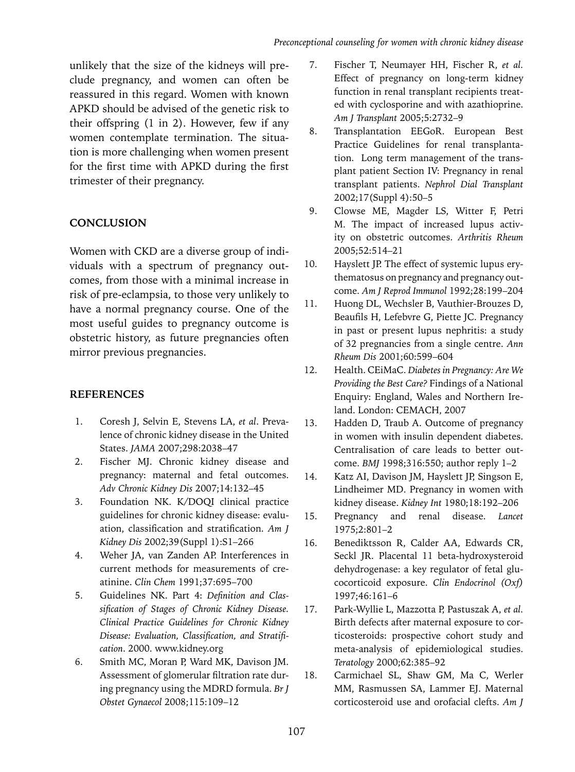unlikely that the size of the kidneys will preclude pregnancy, and women can often be reassured in this regard. Women with known APKD should be advised of the genetic risk to their offspring (1 in 2). However, few if any women contemplate termination. The situation is more challenging when women present for the first time with APKD during the first trimester of their pregnancy.

## CONCLUSION

Women with CKD are a diverse group of individuals with a spectrum of pregnancy outcomes, from those with a minimal increase in risk of pre-eclampsia, to those very unlikely to have a normal pregnancy course. One of the most useful guides to pregnancy outcome is obstetric history, as future pregnancies often mirror previous pregnancies.

## REFERENCES

1. Coresh J, Selvin E, Stevens LA, *et al*. Prevalence of chronic kidney disease in the United States. *JAMA* 2007;298:2038–47
2. Fischer MJ. Chronic kidney disease and pregnancy: maternal and fetal outcomes. *Adv Chronic Kidney Dis* 2007;14:132–45
3. Foundation NK. K/DOQI clinical practice guidelines for chronic kidney disease: evaluation, classification and stratification. *Am J Kidney Dis* 2002;39(Suppl 1):S1–266
4. Weher JA, van Zanden AP. Interferences in current methods for measurements of creatinine. *Clin Chem* 1991;37:695–700
5. Guidelines NK. Part 4: *Definition and Classification of Stages of Chronic Kidney Disease. Clinical Practice Guidelines for Chronic Kidney Disease: Evaluation, Classification, and Stratification*. 2000. www.kidney.org
6. Smith MC, Moran P, Ward MK, Davison JM. Assessment of glomerular filtration rate during pregnancy using the MDRD formula. *Br J Obstet Gynaecol* 2008;115:109–12
7. Fischer T, Neumayer HH, Fischer R, *et al.* Effect of pregnancy on long-term kidney function in renal transplant recipients treated with cyclosporine and with azathioprine. *Am J Transplant* 2005;5:2732–9
8. Transplantation EEGoR. European Best Practice Guidelines for renal transplantation. Long term management of the transplant patient Section IV: Pregnancy in renal transplant patients. *Nephrol Dial Transplant* 2002;17(Suppl 4):50–5
9. Clowse ME, Magder LS, Witter F, Petri M. The impact of increased lupus activity on obstetric outcomes. *Arthritis Rheum* 2005;52:514–21
10. Hayslett JP. The effect of systemic lupus erythematosus on pregnancy and pregnancy outcome. *Am J Reprod Immunol* 1992;28:199–204
11. Huong DL, Wechsler B, Vauthier-Brouzes D, Beaufils H, Lefebvre G, Piette JC. Pregnancy in past or present lupus nephritis: a study of 32 pregnancies from a single centre. *Ann Rheum Dis* 2001;60:599–604
12. Health. CEiMaC. *Diabetes in Pregnancy: Are We Providing the Best Care?* Findings of a National Enquiry: England, Wales and Northern Ireland. London: CEMACH, 2007
13. Hadden D, Traub A. Outcome of pregnancy in women with insulin dependent diabetes. Centralisation of care leads to better outcome. *BMJ* 1998;316:550; author reply 1–2
14. Katz AI, Davison JM, Hayslett JP, Singson E, Lindheimer MD. Pregnancy in women with kidney disease. *Kidney Int* 1980;18:192–206
15. Pregnancy and renal disease. *Lancet* 1975;2:801–2
16. Benediktsson R, Calder AA, Edwards CR, Seckl JR. Placental 11 beta-hydroxysteroid dehydrogenase: a key regulator of fetal glucocorticoid exposure. *Clin Endocrinol (Oxf)* 1997;46:161–6
17. Park-Wyllie L, Mazzotta P, Pastuszak A, *et al.* Birth defects after maternal exposure to corticosteroids: prospective cohort study and meta-analysis of epidemiological studies. *Teratology* 2000;62:385–92
18. Carmichael SL, Shaw GM, Ma C, Werler MM, Rasmussen SA, Lammer EJ. Maternal corticosteroid use and orofacial clefts. *Am J*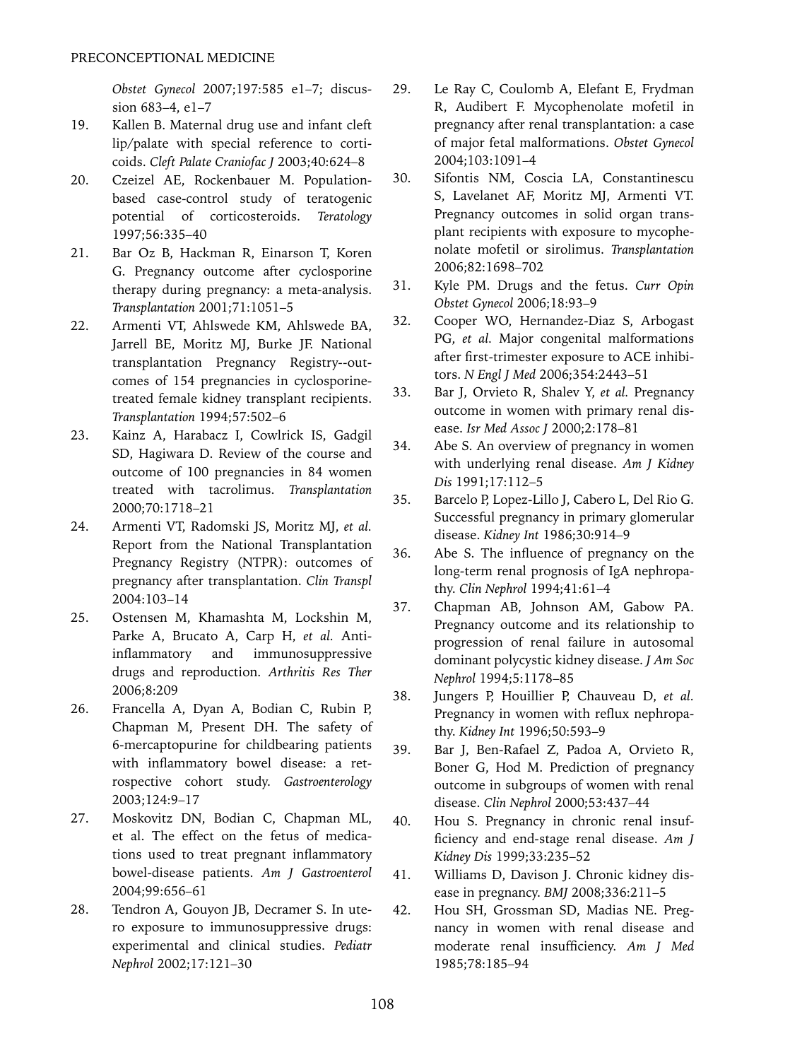*Obstet Gynecol* 2007;197:585 e1–7; discussion 683–4, e1–7

19. Kallen B. Maternal drug use and infant cleft lip/palate with special reference to corticoids. *Cleft Palate Craniofac J* 2003;40:624–8
20. Czeizel AE, Rockenbauer M. Population-based case-control study of teratogenic potential of corticosteroids. *Teratology* 1997;56:335–40
21. Bar Oz B, Hackman R, Einarson T, Koren G. Pregnancy outcome after cyclosporine therapy during pregnancy: a meta-analysis. *Transplantation* 2001;71:1051–5
22. Armenti VT, Ahlswede KM, Ahlswede BA, Jarrell BE, Moritz MJ, Burke JF. National transplantation Pregnancy Registry--outcomes of 154 pregnancies in cyclosporine-treated female kidney transplant recipients. *Transplantation* 1994;57:502–6
23. Kainz A, Harabacz I, Cowlrick IS, Gadgil SD, Hagiwara D. Review of the course and outcome of 100 pregnancies in 84 women treated with tacrolimus. *Transplantation* 2000;70:1718–21
24. Armenti VT, Radomski JS, Moritz MJ, *et al.* Report from the National Transplantation Pregnancy Registry (NTPR): outcomes of pregnancy after transplantation. *Clin Transpl* 2004:103–14
25. Ostensen M, Khamashta M, Lockshin M, Parke A, Brucato A, Carp H, *et al.* Anti-inflammatory and immunosuppressive drugs and reproduction. *Arthritis Res Ther* 2006;8:209
26. Francella A, Dyan A, Bodian C, Rubin P, Chapman M, Present DH. The safety of 6-mercaptopurine for childbearing patients with inflammatory bowel disease: a retrospective cohort study. *Gastroenterology* 2003;124:9–17
27. Moskovitz DN, Bodian C, Chapman ML, et al. The effect on the fetus of medications used to treat pregnant inflammatory bowel-disease patients. *Am J Gastroenterol* 2004;99:656–61
28. Tendron A, Gouyon JB, Decramer S. In utero exposure to immunosuppressive drugs: experimental and clinical studies. *Pediatr Nephrol* 2002;17:121–30
29. Le Ray C, Coulomb A, Elefant E, Frydman R, Audibert F. Mycophenolate mofetil in pregnancy after renal transplantation: a case of major fetal malformations. *Obstet Gynecol* 2004;103:1091–4
30. Sifontis NM, Coscia LA, Constantinescu S, Lavelanet AF, Moritz MJ, Armenti VT. Pregnancy outcomes in solid organ transplant recipients with exposure to mycophenolate mofetil or sirolimus. *Transplantation* 2006;82:1698–702
31. Kyle PM. Drugs and the fetus. *Curr Opin Obstet Gynecol* 2006;18:93–9
32. Cooper WO, Hernandez-Diaz S, Arbogast PG, *et al.* Major congenital malformations after first-trimester exposure to ACE inhibitors. *N Engl J Med* 2006;354:2443–51
33. Bar J, Orvieto R, Shalev Y, *et al.* Pregnancy outcome in women with primary renal disease. *Isr Med Assoc J* 2000;2:178–81
34. Abe S. An overview of pregnancy in women with underlying renal disease. *Am J Kidney Dis* 1991;17:112–5
35. Barcelo P, Lopez-Lillo J, Cabero L, Del Rio G. Successful pregnancy in primary glomerular disease. *Kidney Int* 1986;30:914–9
36. Abe S. The influence of pregnancy on the long-term renal prognosis of IgA nephropathy. *Clin Nephrol* 1994;41:61–4
37. Chapman AB, Johnson AM, Gabow PA. Pregnancy outcome and its relationship to progression of renal failure in autosomal dominant polycystic kidney disease. *J Am Soc Nephrol* 1994;5:1178–85
38. Jungers P, Houillier P, Chauveau D, *et al.* Pregnancy in women with reflux nephropathy. *Kidney Int* 1996;50:593–9
39. Bar J, Ben-Rafael Z, Padoa A, Orvieto R, Boner G, Hod M. Prediction of pregnancy outcome in subgroups of women with renal disease. *Clin Nephrol* 2000;53:437–44
40. Hou S. Pregnancy in chronic renal insufficiency and end-stage renal disease. *Am J Kidney Dis* 1999;33:235–52
41. Williams D, Davison J. Chronic kidney disease in pregnancy. *BMJ* 2008;336:211–5
42. Hou SH, Grossman SD, Madias NE. Pregnancy in women with renal disease and moderate renal insufficiency. *Am J Med* 1985;78:185–94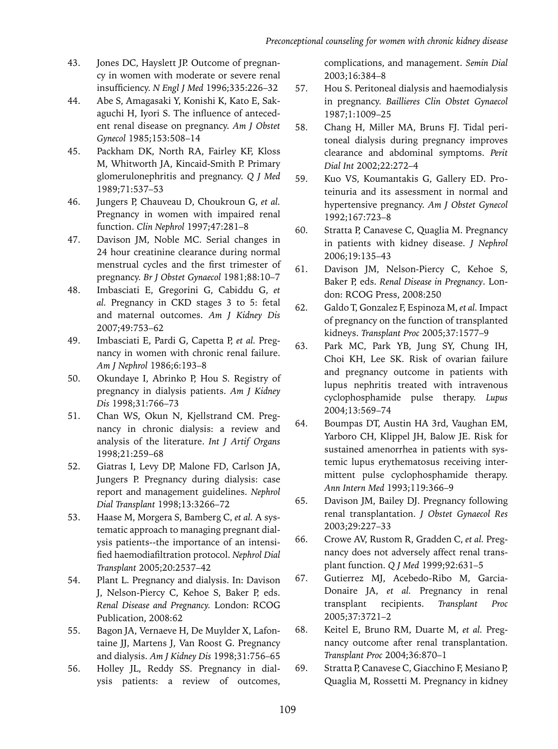43. Jones DC, Hayslett JP. Outcome of pregnancy in women with moderate or severe renal insufficiency. *N Engl J Med* 1996;335:226–32
44. Abe S, Amagasaki Y, Konishi K, Kato E, Sakaguchi H, Iyori S. The influence of antecedent renal disease on pregnancy. *Am J Obstet Gynecol* 1985;153:508–14
45. Packham DK, North RA, Fairley KF, Kloss M, Whitworth JA, Kincaid-Smith P. Primary glomerulonephritis and pregnancy. *Q J Med* 1989;71:537–53
46. Jungers P, Chauveau D, Choukroun G, *et al.* Pregnancy in women with impaired renal function. *Clin Nephrol* 1997;47:281–8
47. Davison JM, Noble MC. Serial changes in 24 hour creatinine clearance during normal menstrual cycles and the first trimester of pregnancy. *Br J Obstet Gynaecol* 1981;88:10–7
48. Imbasciati E, Gregorini G, Cabiddu G, *et al.* Pregnancy in CKD stages 3 to 5: fetal and maternal outcomes. *Am J Kidney Dis* 2007;49:753–62
49. Imbasciati E, Pardi G, Capetta P, *et al.* Pregnancy in women with chronic renal failure. *Am J Nephrol* 1986;6:193–8
50. Okundaye I, Abrinko P, Hou S. Registry of pregnancy in dialysis patients. *Am J Kidney Dis* 1998;31:766–73
51. Chan WS, Okun N, Kjellstrand CM. Pregnancy in chronic dialysis: a review and analysis of the literature. *Int J Artif Organs* 1998;21:259–68
52. Giatras I, Levy DP, Malone FD, Carlson JA, Jungers P. Pregnancy during dialysis: case report and management guidelines. *Nephrol Dial Transplant* 1998;13:3266–72
53. Haase M, Morgera S, Bamberg C, *et al.* A systematic approach to managing pregnant dialysis patients--the importance of an intensified haemodiafiltration protocol. *Nephrol Dial Transplant* 2005;20:2537–42
54. Plant L. Pregnancy and dialysis. In: Davison J, Nelson-Piercy C, Kehoe S, Baker P, eds. *Renal Disease and Pregnancy.* London: RCOG Publication, 2008:62
55. Bagon JA, Vernaeve H, De Muylder X, Lafontaine JJ, Martens J, Van Roost G. Pregnancy and dialysis. *Am J Kidney Dis* 1998;31:756–65
56. Holley JL, Reddy SS. Pregnancy in dialysis patients: a review of outcomes, complications, and management. *Semin Dial* 2003;16:384–8
57. Hou S. Peritoneal dialysis and haemodialysis in pregnancy. *Baillieres Clin Obstet Gynaecol* 1987;1:1009–25
58. Chang H, Miller MA, Bruns FJ. Tidal peritoneal dialysis during pregnancy improves clearance and abdominal symptoms. *Perit Dial Int* 2002;22:272–4
59. Kuo VS, Koumantakis G, Gallery ED. Proteinuria and its assessment in normal and hypertensive pregnancy. *Am J Obstet Gynecol* 1992;167:723–8
60. Stratta P, Canavese C, Quaglia M. Pregnancy in patients with kidney disease. *J Nephrol* 2006;19:135–43
61. Davison JM, Nelson-Piercy C, Kehoe S, Baker P, eds. *Renal Disease in Pregnancy*. London: RCOG Press, 2008:250
62. Galdo T, Gonzalez F, Espinoza M, *et al.* Impact of pregnancy on the function of transplanted kidneys. *Transplant Proc* 2005;37:1577–9
63. Park MC, Park YB, Jung SY, Chung IH, Choi KH, Lee SK. Risk of ovarian failure and pregnancy outcome in patients with lupus nephritis treated with intravenous cyclophosphamide pulse therapy. *Lupus* 2004;13:569–74
64. Boumpas DT, Austin HA 3rd, Vaughan EM, Yarboro CH, Klippel JH, Balow JE. Risk for sustained amenorrhea in patients with systemic lupus erythematosus receiving intermittent pulse cyclophosphamide therapy. *Ann Intern Med* 1993;119:366–9
65. Davison JM, Bailey DJ. Pregnancy following renal transplantation. *J Obstet Gynaecol Res* 2003;29:227–33
66. Crowe AV, Rustom R, Gradden C, *et al.* Pregnancy does not adversely affect renal transplant function. *Q J Med* 1999;92:631–5
67. Gutierrez MJ, Acebedo-Ribo M, Garcia-Donaire JA, *et al.* Pregnancy in renal transplant recipients. *Transplant Proc* 2005;37:3721–2
68. Keitel E, Bruno RM, Duarte M, *et al.* Pregnancy outcome after renal transplantation. *Transplant Proc* 2004;36:870–1
69. Stratta P, Canavese C, Giacchino F, Mesiano P, Quaglia M, Rossetti M. Pregnancy in kidney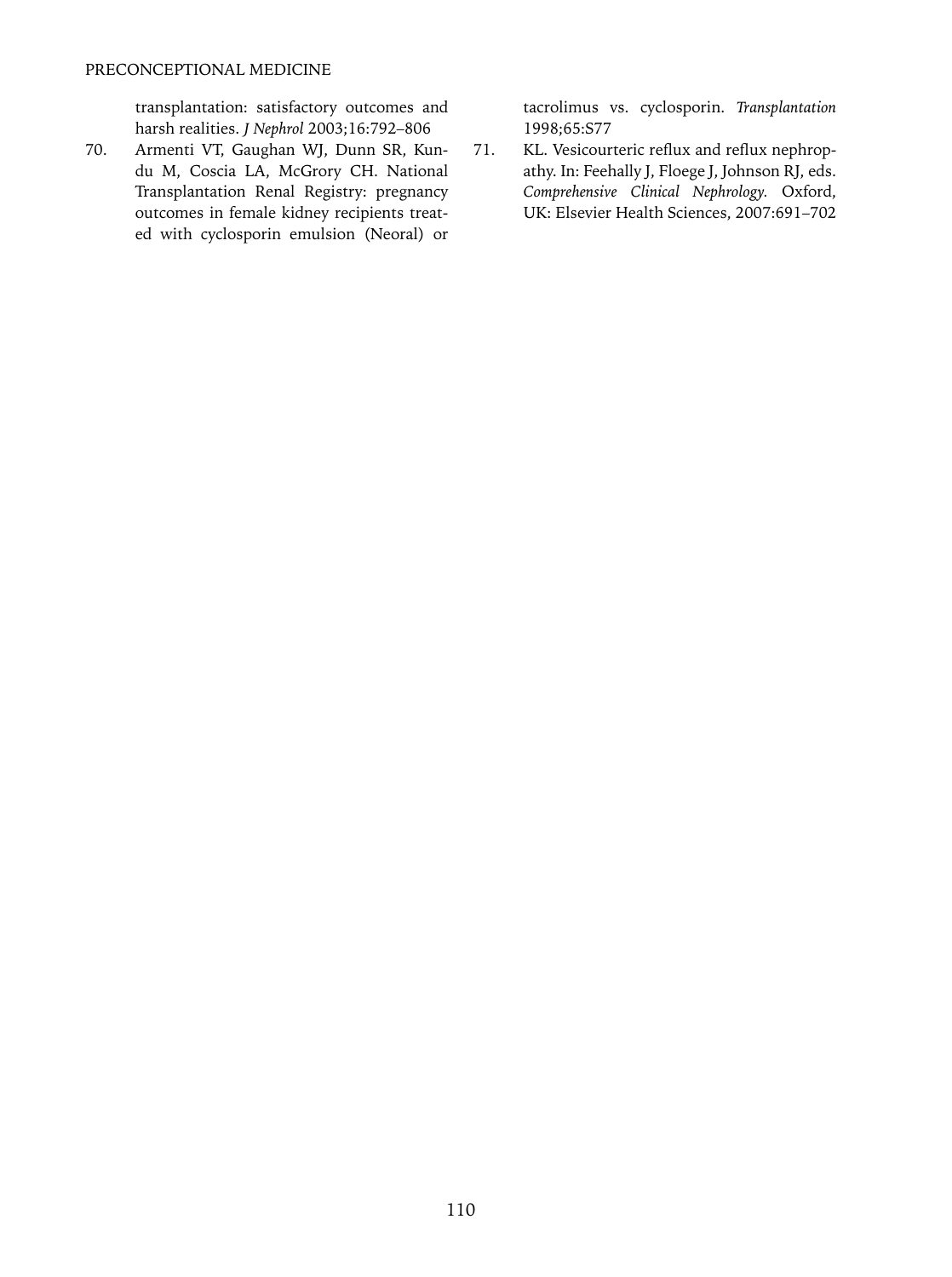transplantation: satisfactory outcomes and harsh realities. *J Nephrol* 2003;16:792–806

70. Armenti VT, Gaughan WJ, Dunn SR, Kundu M, Coscia LA, McGrory CH. National Transplantation Renal Registry: pregnancy outcomes in female kidney recipients treated with cyclosporin emulsion (Neoral) or tacrolimus vs. cyclosporin. *Transplantation* 1998;65:S77
71. KL. Vesicourteric reflux and reflux nephropathy. In: Feehally J, Floege J, Johnson RJ, eds. *Comprehensive Clinical Nephrology*. Oxford, UK: Elsevier Health Sciences, 2007:691–702